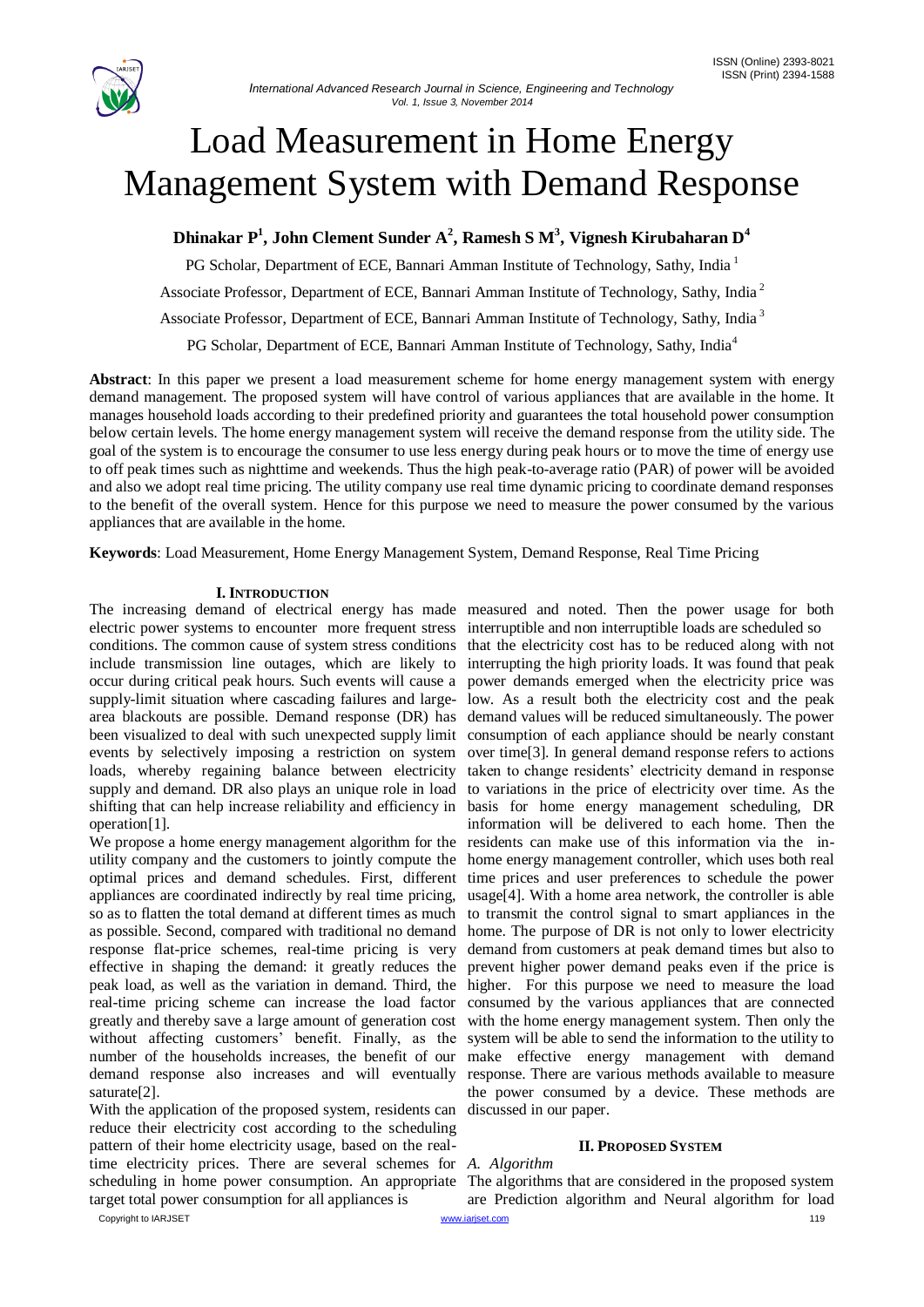# Load Measurement in Home Energy Management System with Demand Response

**Dhinakar P[1], John Clement Sunder A[2], Ramesh S M[3], Vignesh Kirubaharan D[4]**

PG Scholar, Department of ECE, Bannari Amman Institute of Technology, Sathy, India [1]

Associate Professor, Department of ECE, Bannari Amman Institute of Technology, Sathy, India [2]

Associate Professor, Department of ECE, Bannari Amman Institute of Technology, Sathy, India [3]

PG Scholar, Department of ECE, Bannari Amman Institute of Technology, Sathy, India [4]

**Abstract**: In this paper we present a load measurement scheme for home energy management system with energy demand management. The proposed system will have control of various appliances that are available in the home. It manages household loads according to their predefined priority and guarantees the total household power consumption below certain levels. The home energy management system will receive the demand response from the utility side. The goal of the system is to encourage the consumer to use less energy during peak hours or to move the time of energy use to off peak times such as nighttime and weekends. Thus the high peak-to-average ratio (PAR) of power will be avoided and also we adopt real time pricing. The utility company use real time dynamic pricing to coordinate demand responses to the benefit of the overall system. Hence for this purpose we need to measure the power consumed by the various appliances that are available in the home.

**Keywords**: Load Measurement, Home Energy Management System, Demand Response, Real Time Pricing

## I. INTRODUCTION

The increasing demand of electrical energy has made electric power systems to encounter more frequent stress conditions. The common cause of system stress conditions include transmission line outages, which are likely to occur during critical peak hours. Such events will cause a supply-limit situation where cascading failures and large-area blackouts are possible. Demand response (DR) has been visualized to deal with such unexpected supply limit events by selectively imposing a restriction on system loads, whereby regaining balance between electricity supply and demand. DR also plays an unique role in load shifting that can help increase reliability and efficiency in operation[1].

We propose a home energy management algorithm for the utility company and the customers to jointly compute the optimal prices and demand schedules. First, different appliances are coordinated indirectly by real time pricing, so as to flatten the total demand at different times as much as possible. Second, compared with traditional no demand response flat-price schemes, real-time pricing is very effective in shaping the demand: it greatly reduces the peak load, as well as the variation in demand. Third, the real-time pricing scheme can increase the load factor greatly and thereby save a large amount of generation cost without affecting customers' benefit. Finally, as the number of the households increases, the benefit of our demand response also increases and will eventually saturate[2].

With the application of the proposed system, residents can reduce their electricity cost according to the scheduling pattern of their home electricity usage, based on the real-time electricity prices. There are several schemes for scheduling in home power consumption. An appropriate target total power consumption for all appliances is measured and noted. Then the power usage for both interruptible and non interruptible loads are scheduled so that the electricity cost has to be reduced along with not interrupting the high priority loads. It was found that peak power demands emerged when the electricity price was low. As a result both the electricity cost and the peak demand values will be reduced simultaneously. The power consumption of each appliance should be nearly constant over time[3]. In general demand response refers to actions taken to change residents' electricity demand in response to variations in the price of electricity over time. As the basis for home energy management scheduling, DR information will be delivered to each home. Then the residents can make use of this information via the in-home energy management controller, which uses both real time prices and user preferences to schedule the power usage[4]. With a home area network, the controller is able to transmit the control signal to smart appliances in the home. The purpose of DR is not only to lower electricity demand from customers at peak demand times but also to prevent higher power demand peaks even if the price is higher. For this purpose we need to measure the load consumed by the various appliances that are connected with the home energy management system. Then only the system will be able to send the information to the utility to make effective energy management with demand response. There are various methods available to measure the power consumed by a device. These methods are discussed in our paper.

## II. PROPOSED SYSTEM

### *A. Algorithm*

The algorithms that are considered in the proposed system are Prediction algorithm and Neural algorithm for load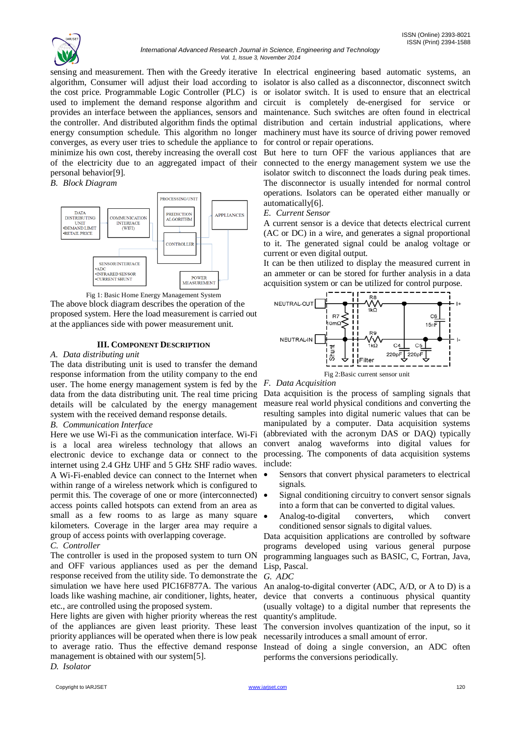sensing and measurement. Then with the Greedy iterative algorithm, Consumer will adjust their load according to the cost price. Programmable Logic Controller (PLC) is used to implement the demand response algorithm and provides an interface between the appliances, sensors and the controller. And distributed algorithm finds the optimal energy consumption schedule. This algorithm no longer converges, as every user tries to schedule the appliance to minimize his own cost, thereby increasing the overall cost of the electricity due to an aggregated impact of their personal behavior[9].

*B. Block Diagram*

Fig 1: Basic Home Energy Management System

The above block diagram describes the operation of the proposed system. Here the load measurement is carried out at the appliances side with power measurement unit.

## III. Component Description

*A. Data distributing unit*

The data distributing unit is used to transfer the demand response information from the utility company to the end user. The home energy management system is fed by the data from the data distributing unit. The real time pricing details will be calculated by the energy management system with the received demand response details.

*B. Communication Interface*

Here we use Wi-Fi as the communication interface. Wi-Fi is a local area wireless technology that allows an electronic device to exchange data or connect to the internet using 2.4 GHz UHF and 5 GHz SHF radio waves. A Wi-Fi-enabled device can connect to the Internet when within range of a wireless network which is configured to permit this. The coverage of one or more (interconnected) access points called hotspots can extend from an area as small as a few rooms to as large as many square kilometers. Coverage in the larger area may require a group of access points with overlapping coverage.

*C. Controller*

The controller is used in the proposed system to turn ON and OFF various appliances used as per the demand response received from the utility side. To demonstrate the simulation we have here used PIC16F877A. The various loads like washing machine, air conditioner, lights, heater, etc., are controlled using the proposed system.

Here lights are given with higher priority whereas the rest of the appliances are given least priority. These least priority appliances will be operated when there is low peak to average ratio. Thus the effective demand response management is obtained with our system[5].

*D. Isolator*

In electrical engineering based automatic systems, an isolator is also called as a disconnector, disconnect switch or isolator switch. It is used to ensure that an electrical circuit is completely de-energised for service or maintenance. Such switches are often found in electrical distribution and certain industrial applications, where machinery must have its source of driving power removed for control or repair operations.

But here to turn OFF the various appliances that are connected to the energy management system we use the isolator switch to disconnect the loads during peak times. The disconnector is usually intended for normal control operations. Isolators can be operated either manually or automatically[6].

*E. Current Sensor*

A current sensor is a device that detects electrical current (AC or DC) in a wire, and generates a signal proportional to it. The generated signal could be analog voltage or current or even digital output.

It can be then utilized to display the measured current in an ammeter or can be stored for further analysis in a data acquisition system or can be utilized for control purpose.

Fig 2:Basic current sensor unit

*F. Data Acquisition*

Data acquisition is the process of sampling signals that measure real world physical conditions and converting the resulting samples into digital numeric values that can be manipulated by a computer. Data acquisition systems (abbreviated with the acronym DAS or DAQ) typically convert analog waveforms into digital values for processing. The components of data acquisition systems include:

- Sensors that convert physical parameters to electrical signals.
- Signal conditioning circuitry to convert sensor signals into a form that can be converted to digital values.
- Analog-to-digital converters, which convert conditioned sensor signals to digital values.

Data acquisition applications are controlled by software programs developed using various general purpose programming languages such as BASIC, C, Fortran, Java, Lisp, Pascal.

*G. ADC*

An analog-to-digital converter (ADC, A/D, or A to D) is a device that converts a continuous physical quantity (usually voltage) to a digital number that represents the quantity's amplitude.

The conversion involves quantization of the input, so it necessarily introduces a small amount of error.

Instead of doing a single conversion, an ADC often performs the conversions periodically.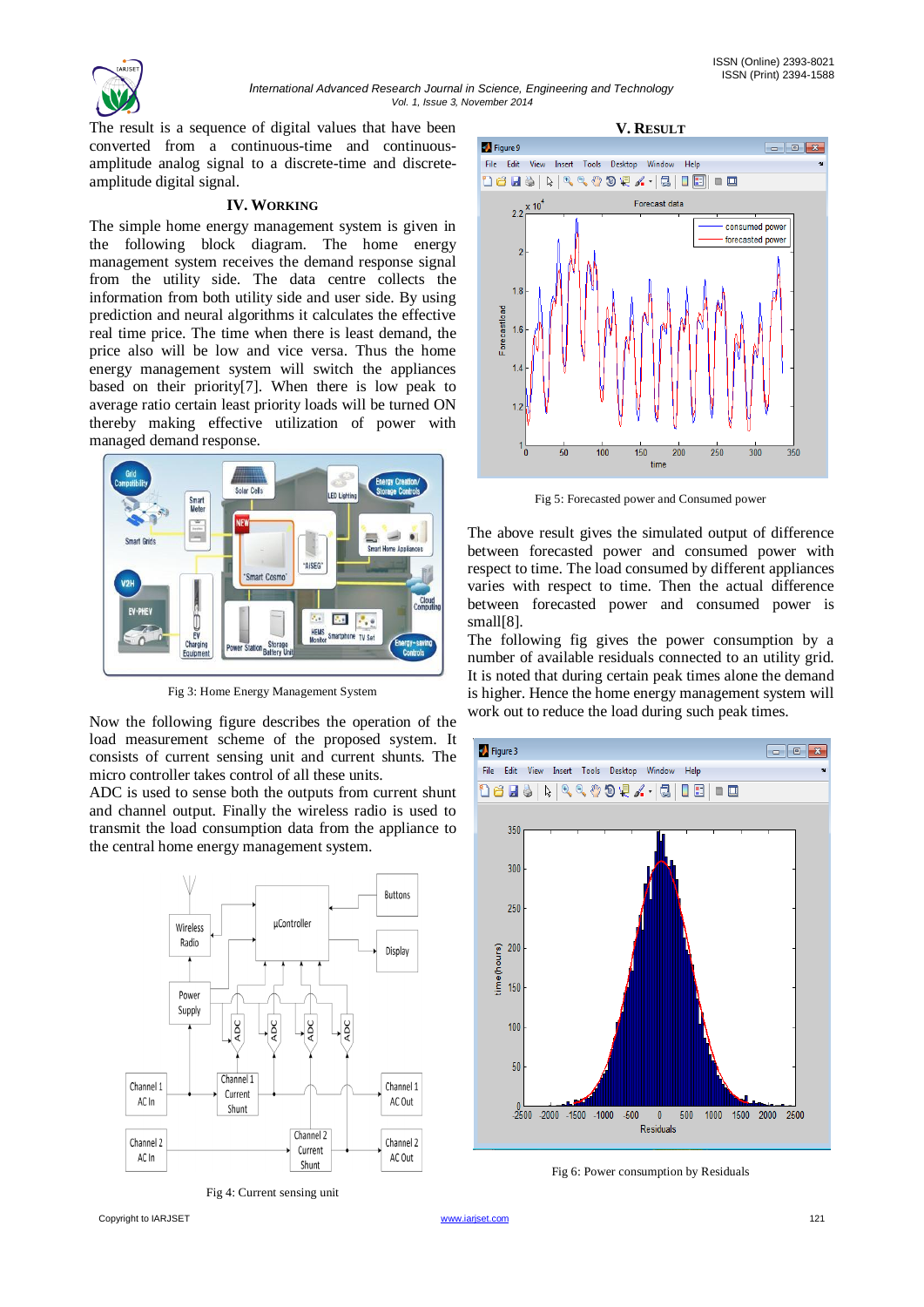The result is a sequence of digital values that have been converted from a continuous-time and continuous-amplitude analog signal to a discrete-time and discrete-amplitude digital signal.

## IV. WORKING

The simple home energy management system is given in the following block diagram. The home energy management system receives the demand response signal from the utility side. The data centre collects the information from both utility side and user side. By using prediction and neural algorithms it calculates the effective real time price. The time when there is least demand, the price also will be low and vice versa. Thus the home energy management system will switch the appliances based on their priority[7]. When there is low peak to average ratio certain least priority loads will be turned ON thereby making effective utilization of power with managed demand response.

Fig 3: Home Energy Management System

Now the following figure describes the operation of the load measurement scheme of the proposed system. It consists of current sensing unit and current shunts. The micro controller takes control of all these units.

ADC is used to sense both the outputs from current shunt and channel output. Finally the wireless radio is used to transmit the load consumption data from the appliance to the central home energy management system.

Fig 4: Current sensing unit

## V. RESULT

Fig 5: Forecasted power and Consumed power

The above result gives the simulated output of difference between forecasted power and consumed power with respect to time. The load consumed by different appliances varies with respect to time. Then the actual difference between forecasted power and consumed power is small[8].

The following fig gives the power consumption by a number of available residuals connected to an utility grid. It is noted that during certain peak times alone the demand is higher. Hence the home energy management system will work out to reduce the load during such peak times.

Fig 6: Power consumption by Residuals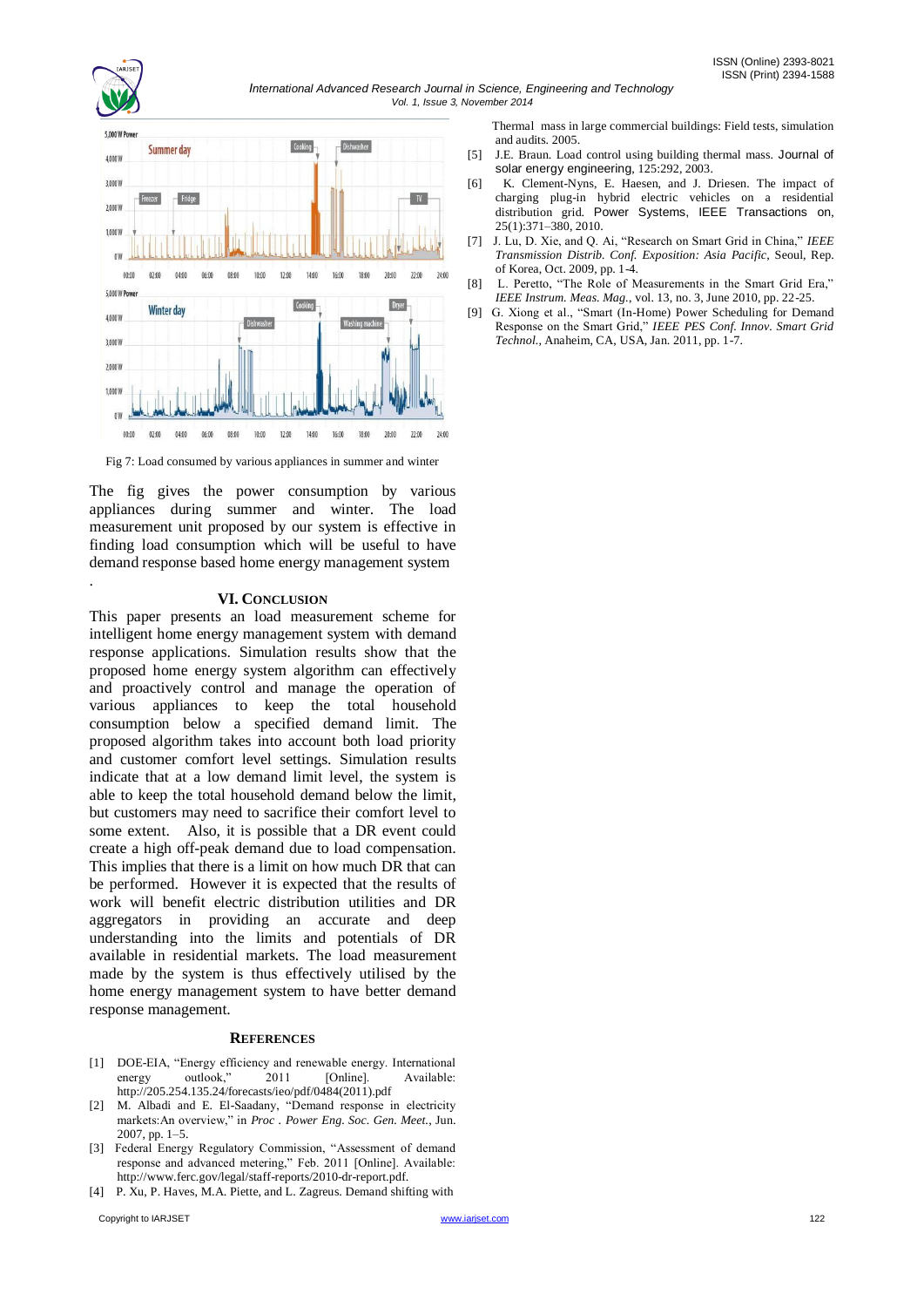5,000 W Power

Summer day

4,000 W

3,000 W

2,000 W

1,000 W

0 W

Freezer

Fridge

Cooking

Dishwasher

TV

00:00 02:00 04:00 06:00 08:00 10:00 12:00 14:00 16:00 18:00 20:00 22:00 24:00

5,000 W Power

Winter day

4,000 W

3,000 W

2,000 W

1,000 W

0 W

Cooking

Dishwasher

Dryer

Washing machine

00:00 02:00 04:00 06:00 08:00 10:00 12:00 14:00 16:00 18:00 20:00 22:00 24:00

Fig 7: Load consumed by various appliances in summer and winter

The fig gives the power consumption by various appliances during summer and winter. The load measurement unit proposed by our system is effective in finding load consumption which will be useful to have demand response based home energy management system

.

## VI. Conclusion

This paper presents an load measurement scheme for intelligent home energy management system with demand response applications. Simulation results show that the proposed home energy system algorithm can effectively and proactively control and manage the operation of various appliances to keep the total household consumption below a specified demand limit. The proposed algorithm takes into account both load priority and customer comfort level settings. Simulation results indicate that at a low demand limit level, the system is able to keep the total household demand below the limit, but customers may need to sacrifice their comfort level to some extent. Also, it is possible that a DR event could create a high off-peak demand due to load compensation. This implies that there is a limit on how much DR that can be performed. However it is expected that the results of work will benefit electric distribution utilities and DR aggregators in providing an accurate and deep understanding into the limits and potentials of DR available in residential markets. The load measurement made by the system is thus effectively utilised by the home energy management system to have better demand response management.

## References

[1] DOE-EIA, "Energy efficiency and renewable energy. International energy outlook," 2011 [Online]. Available: http://205.254.135.24/forecasts/ieo/pdf/0484(2011).pdf

[2] M. Albadi and E. El-Saadany, "Demand response in electricity markets:An overview," in *Proc . Power Eng. Soc. Gen. Meet.*, Jun. 2007, pp. 1–5.

[3] Federal Energy Regulatory Commission, "Assessment of demand response and advanced metering," Feb. 2011 [Online]. Available: http://www.ferc.gov/legal/staff-reports/2010-dr-report.pdf.

[4] P. Xu, P. Haves, M.A. Piette, and L. Zagreus. Demand shifting with Thermal mass in large commercial buildings: Field tests, simulation and audits. 2005.

[5] J.E. Braun. Load control using building thermal mass. Journal of solar energy engineering, 125:292, 2003.

[6] K. Clement-Nyns, E. Haesen, and J. Driesen. The impact of charging plug-in hybrid electric vehicles on a residential distribution grid. Power Systems, IEEE Transactions on, 25(1):371–380, 2010.

[7] J. Lu, D. Xie, and Q. Ai, "Research on Smart Grid in China," *IEEE Transmission Distrib. Conf. Exposition: Asia Pacific*, Seoul, Rep. of Korea, Oct. 2009, pp. 1-4.

[8] L. Peretto, "The Role of Measurements in the Smart Grid Era," *IEEE Instrum. Meas. Mag.*, vol. 13, no. 3, June 2010, pp. 22-25.

[9] G. Xiong et al., "Smart (In-Home) Power Scheduling for Demand Response on the Smart Grid," *IEEE PES Conf. Innov. Smart Grid Technol.*, Anaheim, CA, USA, Jan. 2011, pp. 1-7.